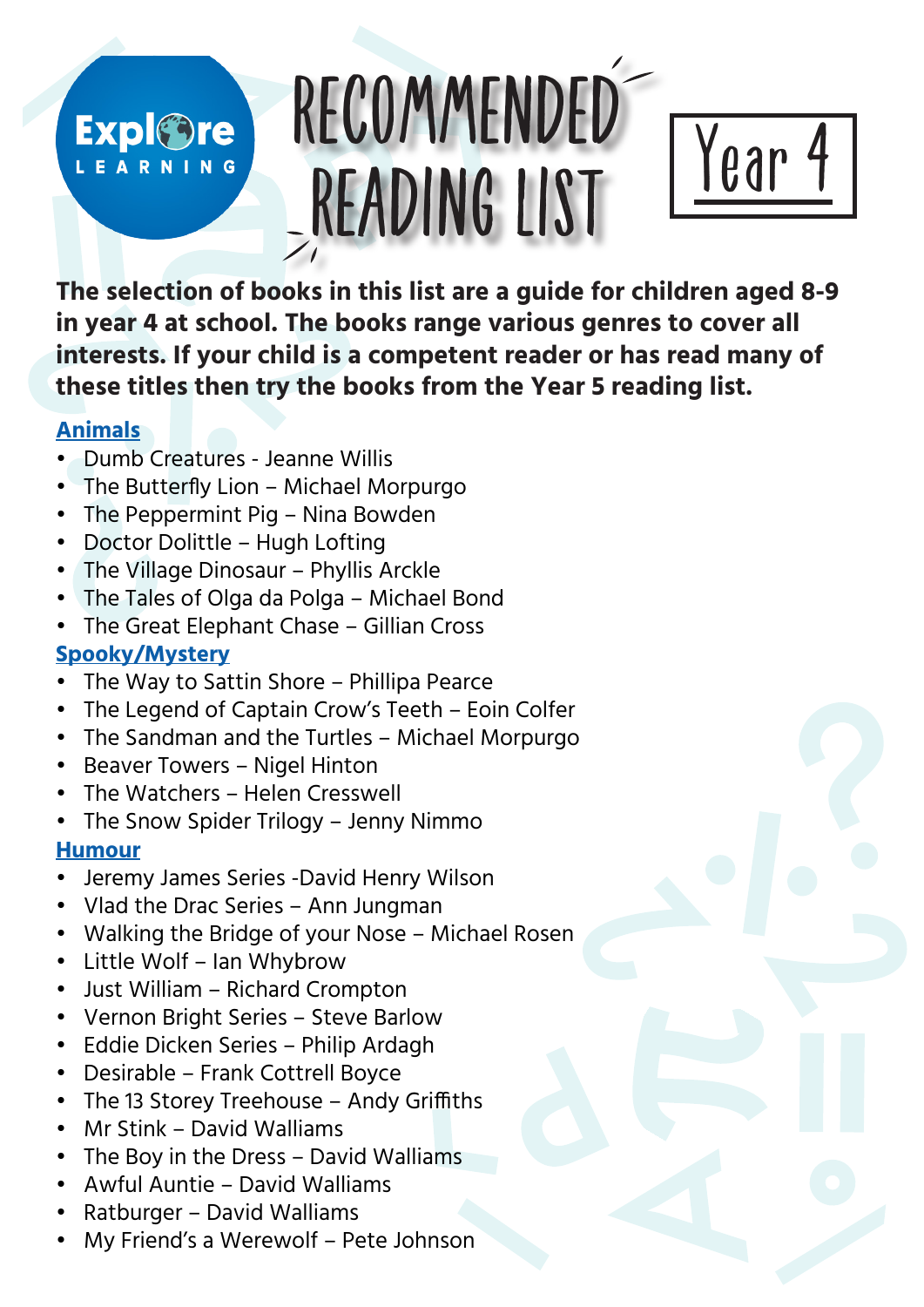Explore LEARNING

# RECOMMENDED READING LIST

## Year 4

**The selection of books in this list are a guide for children aged 8-9 in year 4 at school. The books range various genres to cover all interests. If your child is a competent reader or has read many of these titles then try the books from the Year 5 reading list.**

### Animals

- Dumb Creatures - Jeanne Willis
- The Butterfly Lion – Michael Morpurgo
- The Peppermint Pig – Nina Bowden
- Doctor Dolittle – Hugh Lofting
- The Village Dinosaur – Phyllis Arckle
- The Tales of Olga da Polga – Michael Bond
- The Great Elephant Chase – Gillian Cross

### Spooky/Mystery

- The Way to Sattin Shore – Phillipa Pearce
- The Legend of Captain Crow's Teeth – Eoin Colfer
- The Sandman and the Turtles – Michael Morpurgo
- Beaver Towers – Nigel Hinton
- The Watchers – Helen Cresswell
- The Snow Spider Trilogy – Jenny Nimmo

### Humour

- Jeremy James Series -David Henry Wilson
- Vlad the Drac Series – Ann Jungman
- Walking the Bridge of your Nose – Michael Rosen
- Little Wolf – Ian Whybrow
- Just William – Richard Crompton
- Vernon Bright Series – Steve Barlow
- Eddie Dicken Series – Philip Ardagh
- Desirable – Frank Cottrell Boyce
- The 13 Storey Treehouse – Andy Griffiths
- Mr Stink – David Walliams
- The Boy in the Dress – David Walliams
- Awful Auntie – David Walliams
- Ratburger – David Walliams
- My Friend's a Werewolf – Pete Johnson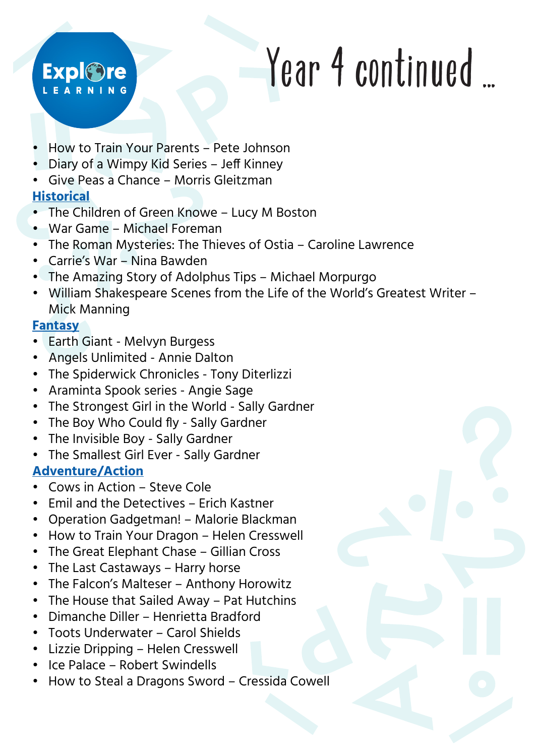# Year 4 continued ...

- How to Train Your Parents – Pete Johnson
- Diary of a Wimpy Kid Series – Jeff Kinney
- Give Peas a Chance – Morris Gleitzman

**Historical**

- The Children of Green Knowe – Lucy M Boston
- War Game – Michael Foreman
- The Roman Mysteries: The Thieves of Ostia – Caroline Lawrence
- Carrie's War – Nina Bawden
- The Amazing Story of Adolphus Tips – Michael Morpurgo
- William Shakespeare Scenes from the Life of the World's Greatest Writer – Mick Manning

**Fantasy**

- Earth Giant - Melvyn Burgess
- Angels Unlimited - Annie Dalton
- The Spiderwick Chronicles - Tony Diterlizzi
- Araminta Spook series - Angie Sage
- The Strongest Girl in the World - Sally Gardner
- The Boy Who Could fly - Sally Gardner
- The Invisible Boy - Sally Gardner
- The Smallest Girl Ever - Sally Gardner

**Adventure/Action**

- Cows in Action – Steve Cole
- Emil and the Detectives – Erich Kastner
- Operation Gadgetman! – Malorie Blackman
- How to Train Your Dragon – Helen Cresswell
- The Great Elephant Chase – Gillian Cross
- The Last Castaways – Harry horse
- The Falcon's Malteser – Anthony Horowitz
- The House that Sailed Away – Pat Hutchins
- Dimanche Diller – Henrietta Bradford
- Toots Underwater – Carol Shields
- Lizzie Dripping – Helen Cresswell
- Ice Palace – Robert Swindells
- How to Steal a Dragons Sword – Cressida Cowell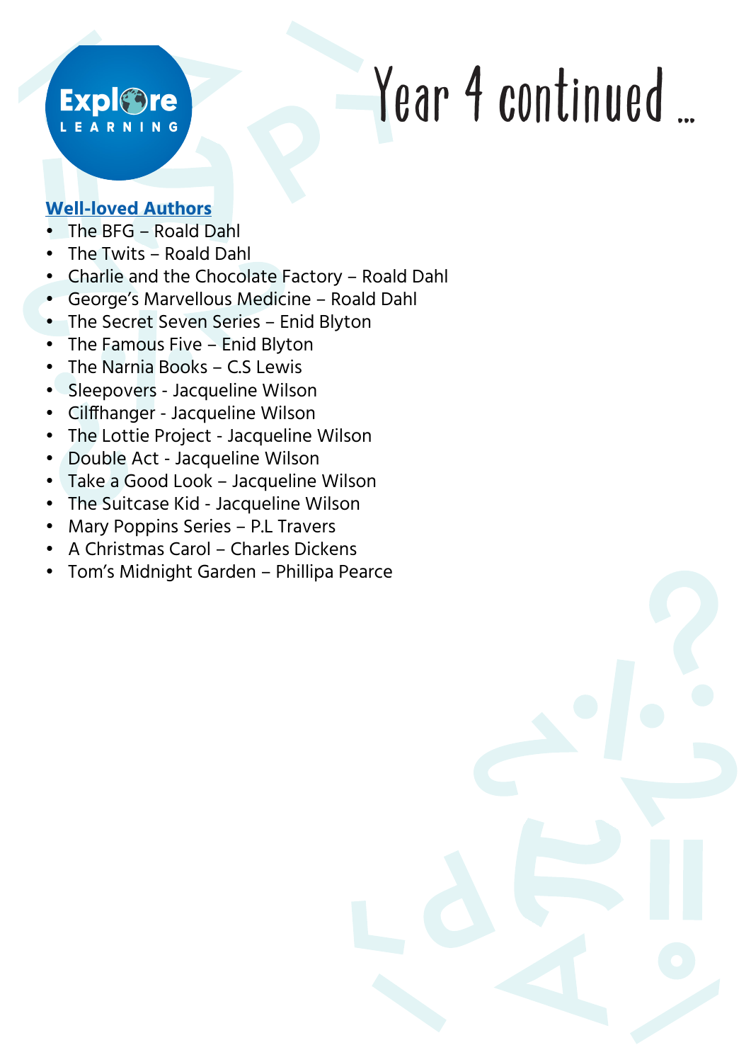# Year 4 continued …

**Well-loved Authors**

- The BFG – Roald Dahl
- The Twits – Roald Dahl
- Charlie and the Chocolate Factory – Roald Dahl
- George's Marvellous Medicine – Roald Dahl
- The Secret Seven Series – Enid Blyton
- The Famous Five – Enid Blyton
- The Narnia Books – C.S Lewis
- Sleepovers - Jacqueline Wilson
- Cilffhanger - Jacqueline Wilson
- The Lottie Project - Jacqueline Wilson
- Double Act - Jacqueline Wilson
- Take a Good Look – Jacqueline Wilson
- The Suitcase Kid - Jacqueline Wilson
- Mary Poppins Series – P.L Travers
- A Christmas Carol – Charles Dickens
- Tom's Midnight Garden – Phillipa Pearce